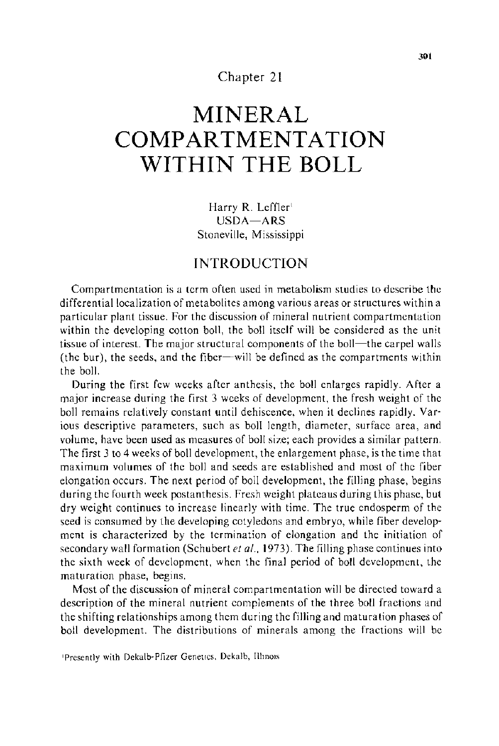Chapter 21

# MINERAL COMPARTMENTATION WITHIN THE BOLL

Harry R. Leffler[1]
USDA—ARS
Stoneville, Mississippi

## INTRODUCTION

Compartmentation is a term often used in metabolism studies to describe the differential localization of metabolites among various areas or structures within a particular plant tissue. For the discussion of mineral nutrient compartmentation within the developing cotton boll, the boll itself will be considered as the unit tissue of interest. The major structural components of the boll—the carpel walls (the bur), the seeds, and the fiber—will be defined as the compartments within the boll.

During the first few weeks after anthesis, the boll enlarges rapidly. After a major increase during the first 3 weeks of development, the fresh weight of the boll remains relatively constant until dehiscence, when it declines rapidly. Various descriptive parameters, such as boll length, diameter, surface area, and volume, have been used as measures of boll size; each provides a similar pattern. The first 3 to 4 weeks of boll development, the enlargement phase, is the time that maximum volumes of the boll and seeds are established and most of the fiber elongation occurs. The next period of boll development, the filling phase, begins during the fourth week postanthesis. Fresh weight plateaus during this phase, but dry weight continues to increase linearly with time. The true endosperm of the seed is consumed by the developing cotyledons and embryo, while fiber development is characterized by the termination of elongation and the initiation of secondary wall formation (Schubert *et al.*, 1973). The filling phase continues into the sixth week of development, when the final period of boll development, the maturation phase, begins.

Most of the discussion of mineral compartmentation will be directed toward a description of the mineral nutrient complements of the three boll fractions and the shifting relationships among them during the filling and maturation phases of boll development. The distributions of minerals among the fractions will be

[1]Presently with Dekalb-Pfizer Genetics, Dekalb, Illinois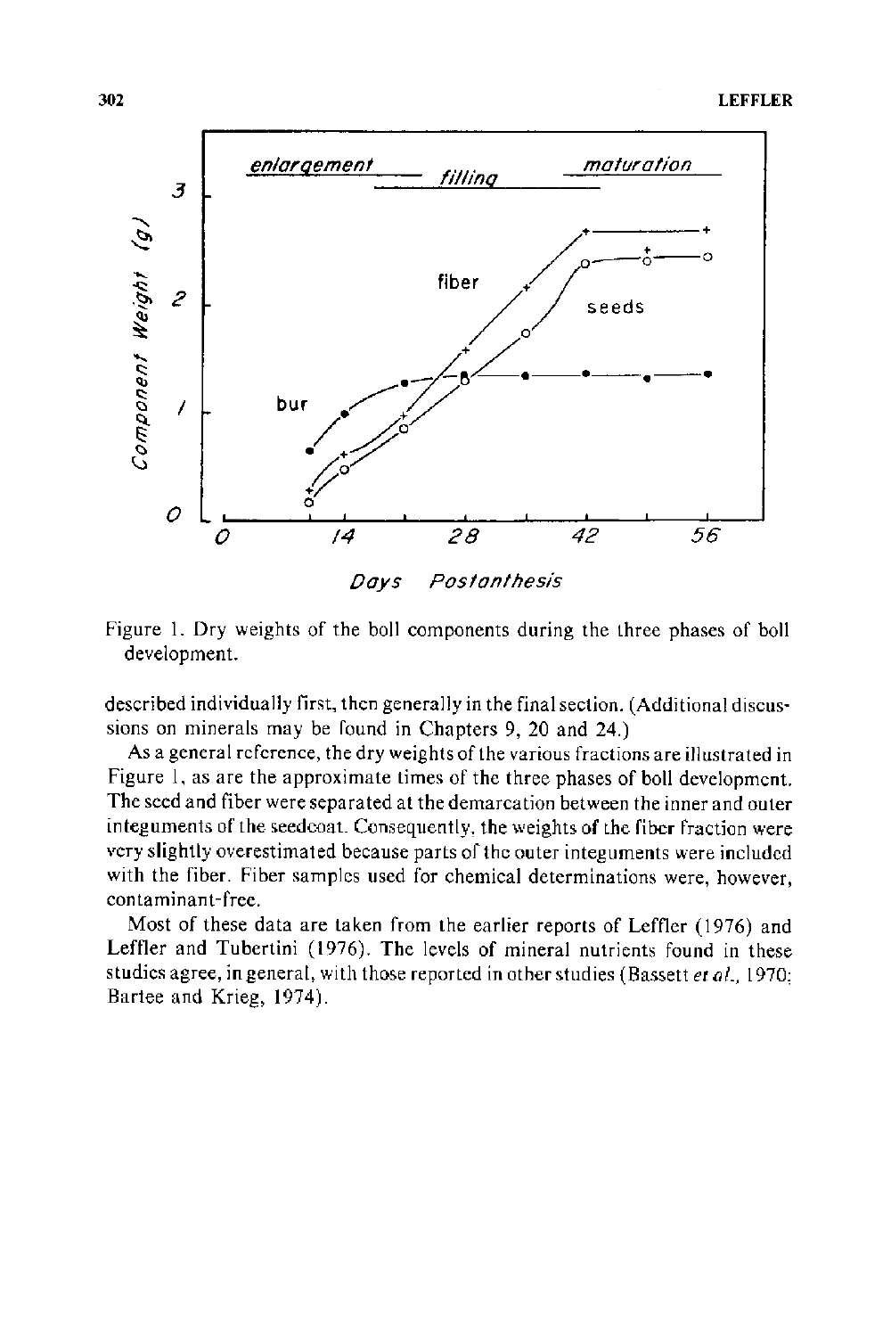Figure 1. Dry weights of the boll components during the three phases of boll development.

described individually first, then generally in the final section. (Additional discussions on minerals may be found in Chapters 9, 20 and 24.)

As a general reference, the dry weights of the various fractions are illustrated in Figure 1, as are the approximate times of the three phases of boll development. The seed and fiber were separated at the demarcation between the inner and outer integuments of the seedcoat. Consequently, the weights of the fiber fraction were very slightly overestimated because parts of the outer integuments were included with the fiber. Fiber samples used for chemical determinations were, however, contaminant-free.

Most of these data are taken from the earlier reports of Leffler (1976) and Leffler and Tubertini (1976). The levels of mineral nutrients found in these studies agree, in general, with those reported in other studies (Bassett *et al.*, 1970; Bartee and Krieg, 1974).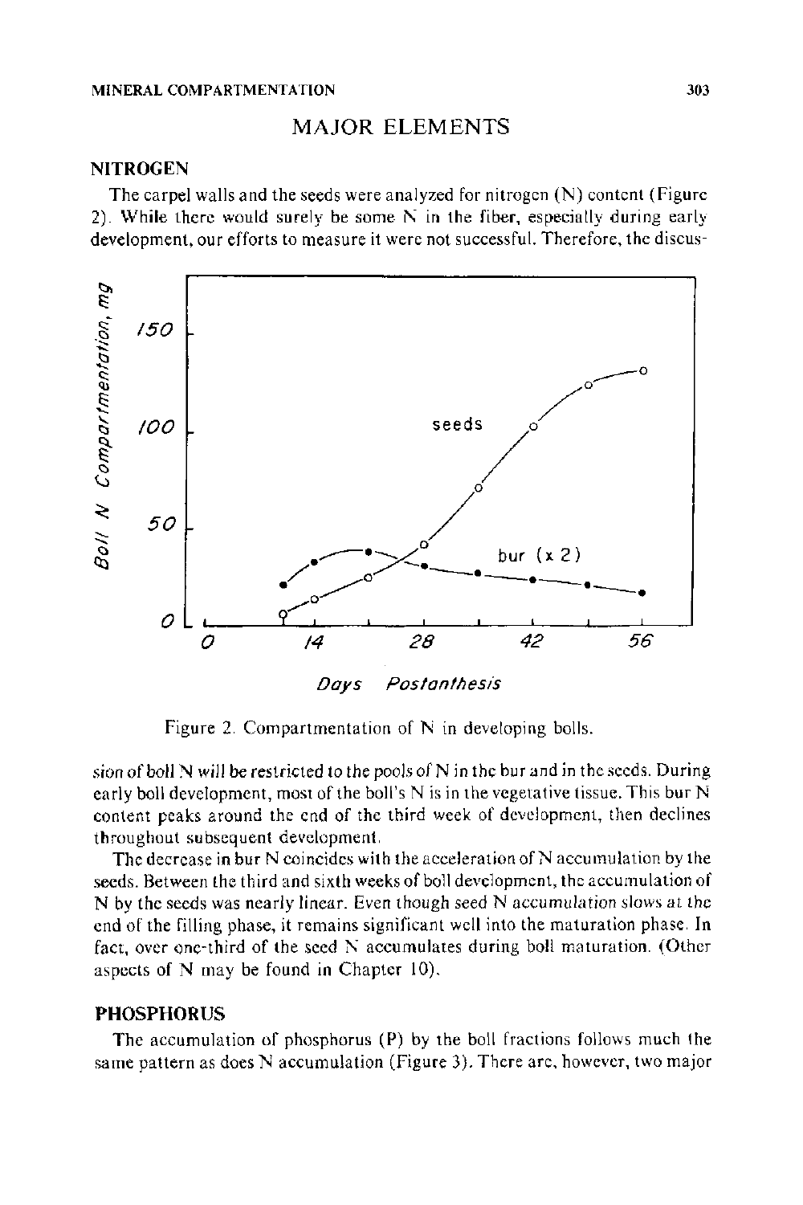## MAJOR ELEMENTS

### NITROGEN

The carpel walls and the seeds were analyzed for nitrogen (N) content (Figure 2). While there would surely be some N in the fiber, especially during early development, our efforts to measure it were not successful. Therefore, the discussion of boll N will be restricted to the pools of N in the bur and in the seeds. During early boll development, most of the boll's N is in the vegetative tissue. This bur N content peaks around the end of the third week of development, then declines throughout subsequent development.

Figure 2. Compartmentation of N in developing bolls.

The decrease in bur N coincides with the acceleration of N accumulation by the seeds. Between the third and sixth weeks of boll development, the accumulation of N by the seeds was nearly linear. Even though seed N accumulation slows at the end of the filling phase, it remains significant well into the maturation phase. In fact, over one-third of the seed N accumulates during boll maturation. (Other aspects of N may be found in Chapter 10).

### PHOSPHORUS

The accumulation of phosphorus (P) by the boll fractions follows much the same pattern as does N accumulation (Figure 3). There are, however, two major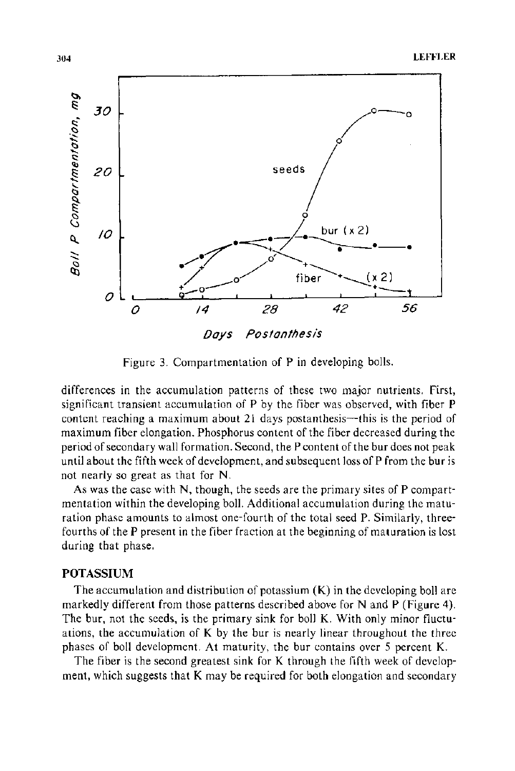Figure 3. Compartmentation of P in developing bolls.

differences in the accumulation patterns of these two major nutrients. First, significant transient accumulation of P by the fiber was observed, with fiber P content reaching a maximum about 21 days postanthesis—this is the period of maximum fiber elongation. Phosphorus content of the fiber decreased during the period of secondary wall formation. Second, the P content of the bur does not peak until about the fifth week of development, and subsequent loss of P from the bur is not nearly so great as that for N.

As was the case with N, though, the seeds are the primary sites of P compartmentation within the developing boll. Additional accumulation during the maturation phase amounts to almost one-fourth of the total seed P. Similarly, three-fourths of the P present in the fiber fraction at the beginning of maturation is lost during that phase.

## POTASSIUM

The accumulation and distribution of potassium (K) in the developing boll are markedly different from those patterns described above for N and P (Figure 4). The bur, not the seeds, is the primary sink for boll K. With only minor fluctuations, the accumulation of K by the bur is nearly linear throughout the three phases of boll development. At maturity, the bur contains over 5 percent K.

The fiber is the second greatest sink for K through the fifth week of development, which suggests that K may be required for both elongation and secondary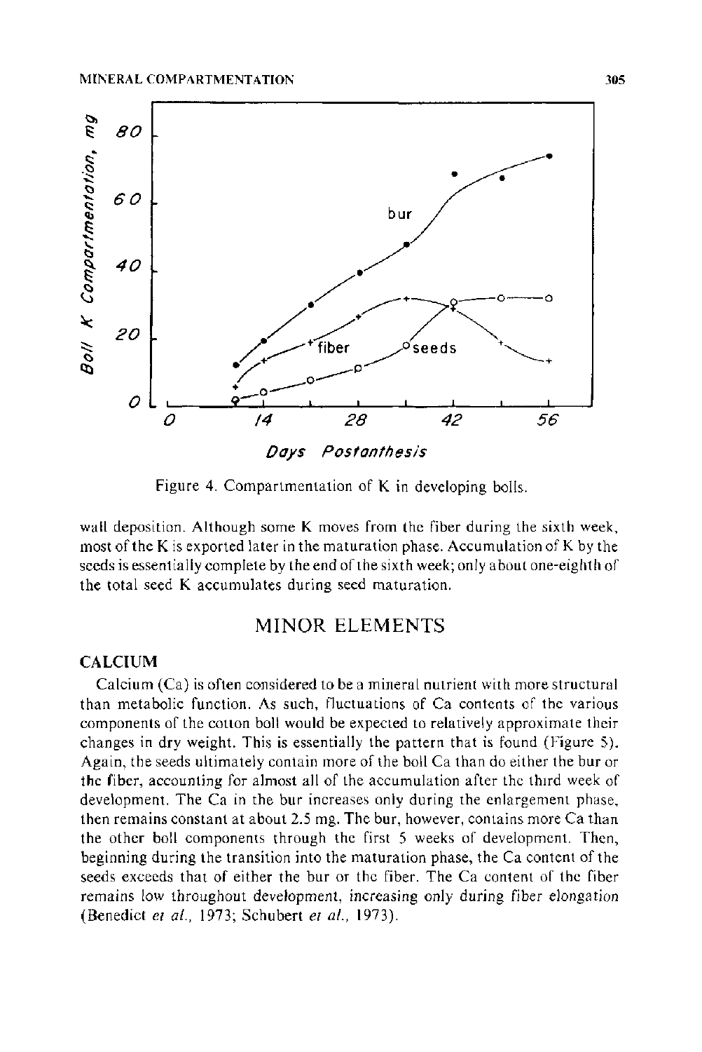Figure 4. Compartmentation of K in developing bolls.

wall deposition. Although some K moves from the fiber during the sixth week, most of the K is exported later in the maturation phase. Accumulation of K by the seeds is essentially complete by the end of the sixth week; only about one-eighth of the total seed K accumulates during seed maturation.

## MINOR ELEMENTS

### CALCIUM

Calcium (Ca) is often considered to be a mineral nutrient with more structural than metabolic function. As such, fluctuations of Ca contents of the various components of the cotton boll would be expected to relatively approximate their changes in dry weight. This is essentially the pattern that is found (Figure 5). Again, the seeds ultimately contain more of the boll Ca than do either the bur or the fiber, accounting for almost all of the accumulation after the third week of development. The Ca in the bur increases only during the enlargement phase, then remains constant at about 2.5 mg. The bur, however, contains more Ca than the other boll components through the first 5 weeks of development. Then, beginning during the transition into the maturation phase, the Ca content of the seeds exceeds that of either the bur or the fiber. The Ca content of the fiber remains low throughout development, increasing only during fiber elongation (Benedict *et al.*, 1973; Schubert *et al.*, 1973).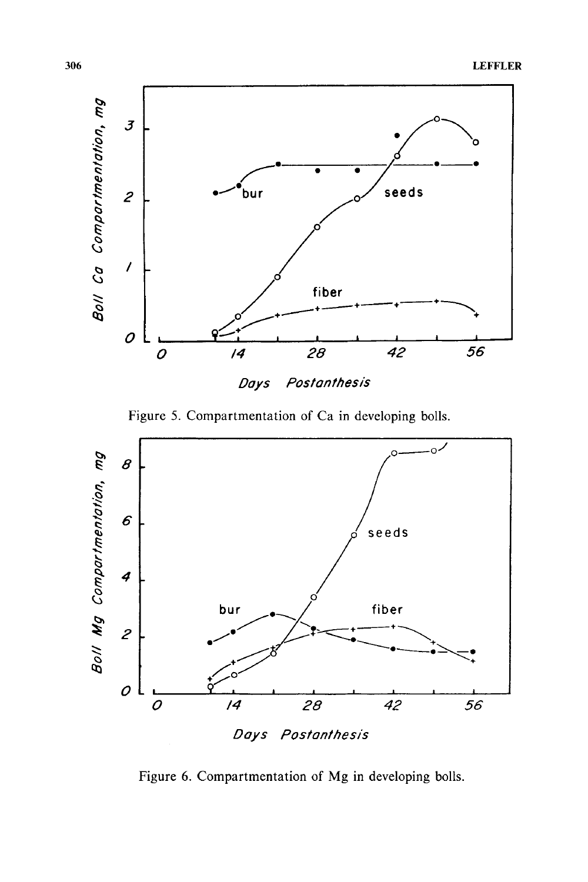Figure 5. Compartmentation of Ca in developing bolls.

Figure 6. Compartmentation of Mg in developing bolls.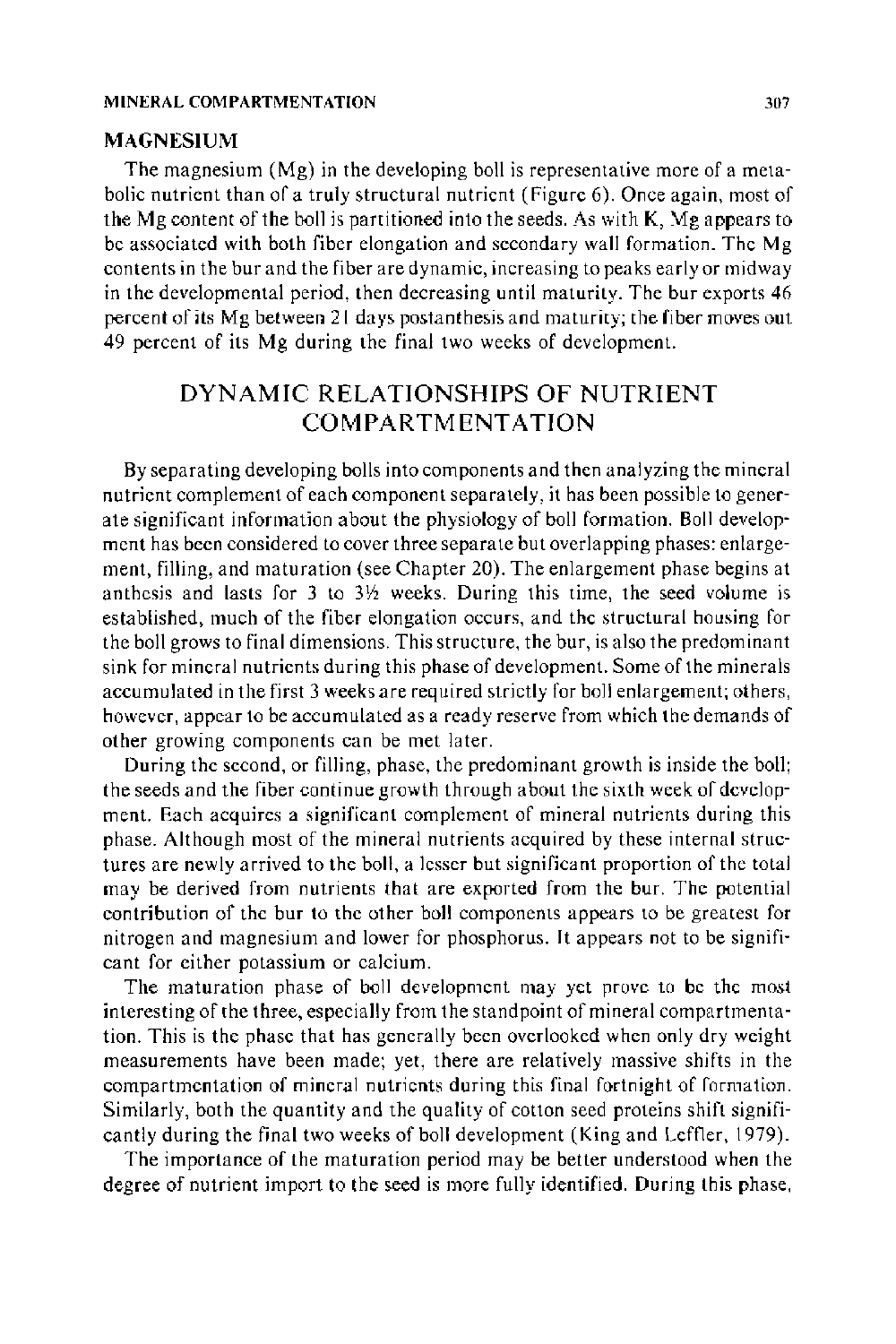### MAGNESIUM

The magnesium (Mg) in the developing boll is representative more of a metabolic nutrient than of a truly structural nutrient (Figure 6). Once again, most of the Mg content of the boll is partitioned into the seeds. As with K, Mg appears to be associated with both fiber elongation and secondary wall formation. The Mg contents in the bur and the fiber are dynamic, increasing to peaks early or midway in the developmental period, then decreasing until maturity. The bur exports 46 percent of its Mg between 21 days postanthesis and maturity; the fiber moves out 49 percent of its Mg during the final two weeks of development.

## DYNAMIC RELATIONSHIPS OF NUTRIENT COMPARTMENTATION

By separating developing bolls into components and then analyzing the mineral nutrient complement of each component separately, it has been possible to generate significant information about the physiology of boll formation. Boll development has been considered to cover three separate but overlapping phases: enlargement, filling, and maturation (see Chapter 20). The enlargement phase begins at anthesis and lasts for 3 to 3½ weeks. During this time, the seed volume is established, much of the fiber elongation occurs, and the structural housing for the boll grows to final dimensions. This structure, the bur, is also the predominant sink for mineral nutrients during this phase of development. Some of the minerals accumulated in the first 3 weeks are required strictly for boll enlargement; others, however, appear to be accumulated as a ready reserve from which the demands of other growing components can be met later.

During the second, or filling, phase, the predominant growth is inside the boll; the seeds and the fiber continue growth through about the sixth week of development. Each acquires a significant complement of mineral nutrients during this phase. Although most of the mineral nutrients acquired by these internal structures are newly arrived to the boll, a lesser but significant proportion of the total may be derived from nutrients that are exported from the bur. The potential contribution of the bur to the other boll components appears to be greatest for nitrogen and magnesium and lower for phosphorus. It appears not to be significant for either potassium or calcium.

The maturation phase of boll development may yet prove to be the most interesting of the three, especially from the standpoint of mineral compartmentation. This is the phase that has generally been overlooked when only dry weight measurements have been made; yet, there are relatively massive shifts in the compartmentation of mineral nutrients during this final fortnight of formation. Similarly, both the quantity and the quality of cotton seed proteins shift significantly during the final two weeks of boll development (King and Leffler, 1979).

The importance of the maturation period may be better understood when the degree of nutrient import to the seed is more fully identified. During this phase,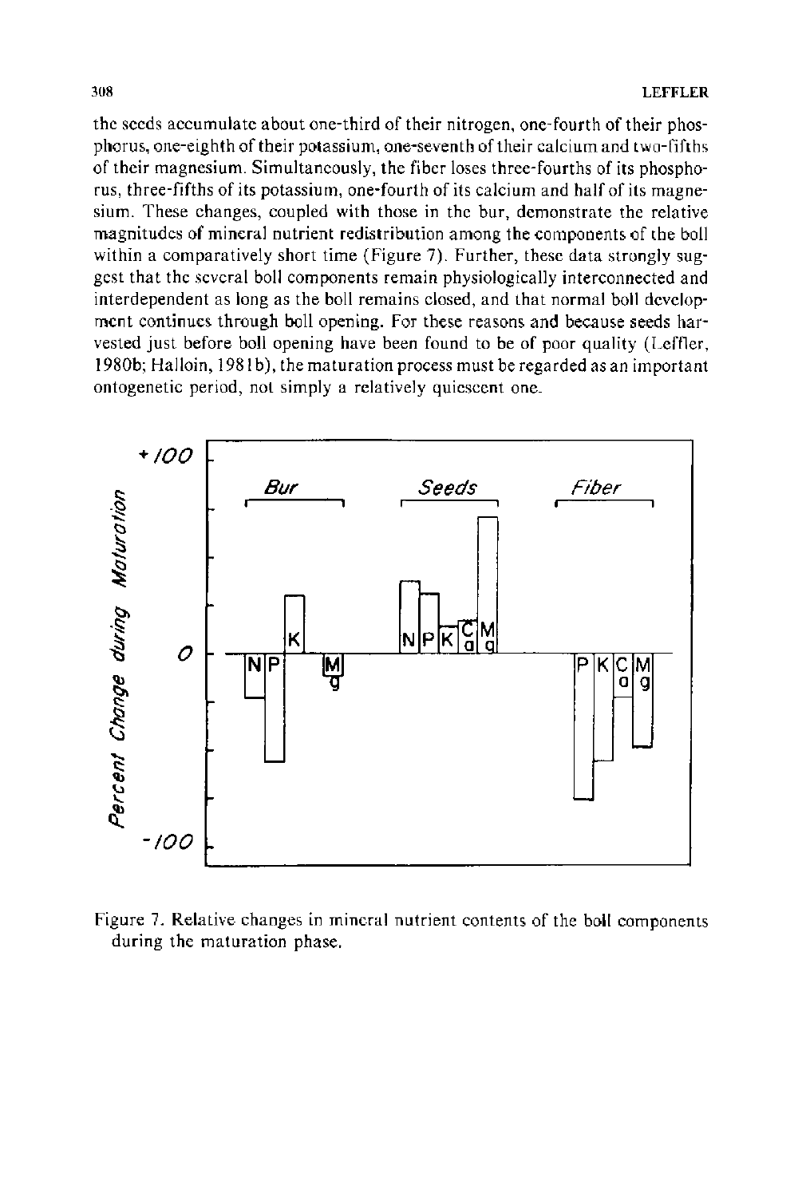the seeds accumulate about one-third of their nitrogen, one-fourth of their phosphorus, one-eighth of their potassium, one-seventh of their calcium and two-fifths of their magnesium. Simultaneously, the fiber loses three-fourths of its phosphorus, three-fifths of its potassium, one-fourth of its calcium and half of its magnesium. These changes, coupled with those in the bur, demonstrate the relative magnitudes of mineral nutrient redistribution among the components of the boll within a comparatively short time (Figure 7). Further, these data strongly suggest that the several boll components remain physiologically interconnected and interdependent as long as the boll remains closed, and that normal boll development continues through boll opening. For these reasons and because seeds harvested just before boll opening have been found to be of poor quality (Leffler, 1980b; Halloin, 1981b), the maturation process must be regarded as an important ontogenetic period, not simply a relatively quiescent one.

Figure 7. Relative changes in mineral nutrient contents of the boll components during the maturation phase.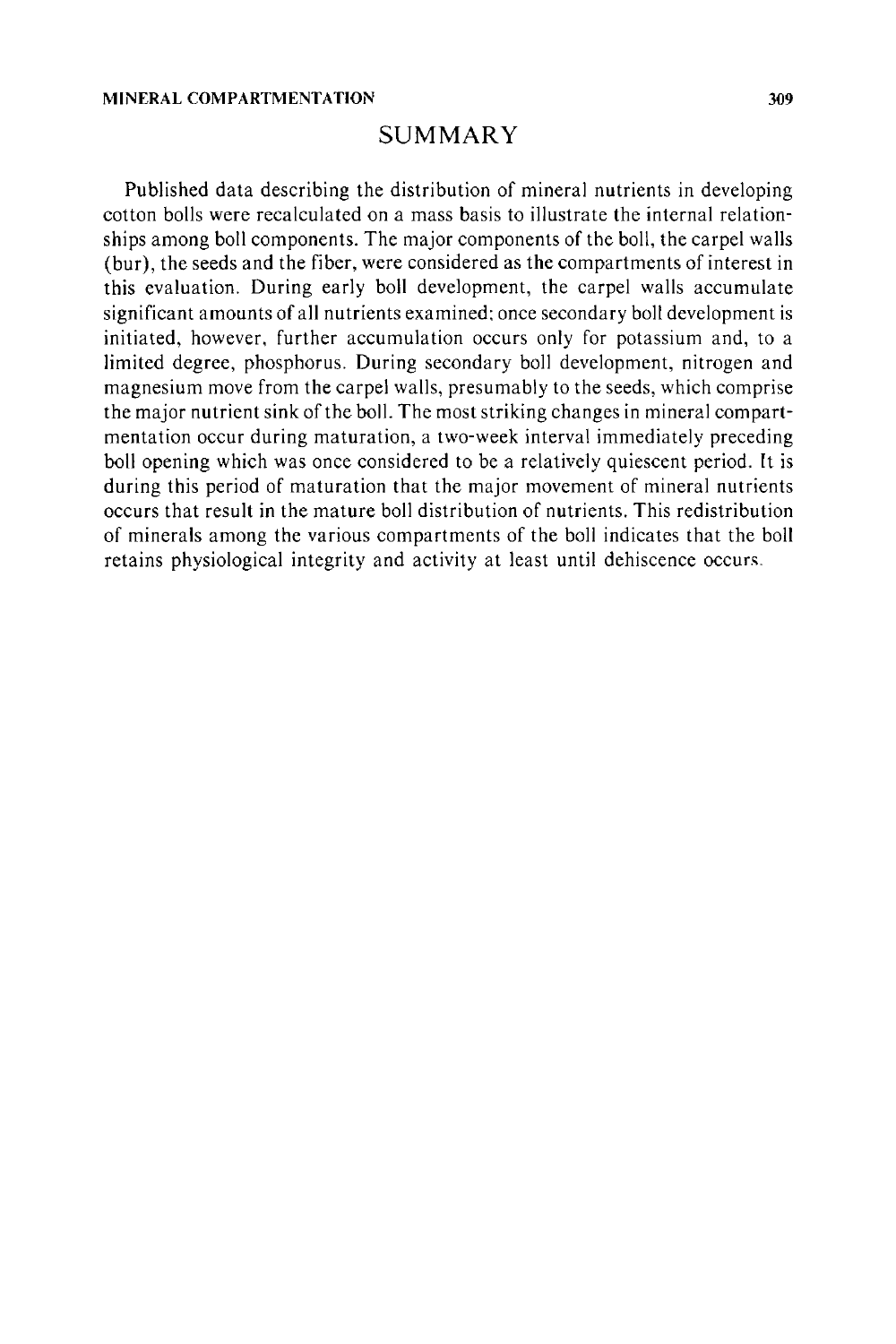## SUMMARY

Published data describing the distribution of mineral nutrients in developing cotton bolls were recalculated on a mass basis to illustrate the internal relationships among boll components. The major components of the boll, the carpel walls (bur), the seeds and the fiber, were considered as the compartments of interest in this evaluation. During early boll development, the carpel walls accumulate significant amounts of all nutrients examined; once secondary boll development is initiated, however, further accumulation occurs only for potassium and, to a limited degree, phosphorus. During secondary boll development, nitrogen and magnesium move from the carpel walls, presumably to the seeds, which comprise the major nutrient sink of the boll. The most striking changes in mineral compartmentation occur during maturation, a two-week interval immediately preceding boll opening which was once considered to be a relatively quiescent period. It is during this period of maturation that the major movement of mineral nutrients occurs that result in the mature boll distribution of nutrients. This redistribution of minerals among the various compartments of the boll indicates that the boll retains physiological integrity and activity at least until dehiscence occurs.